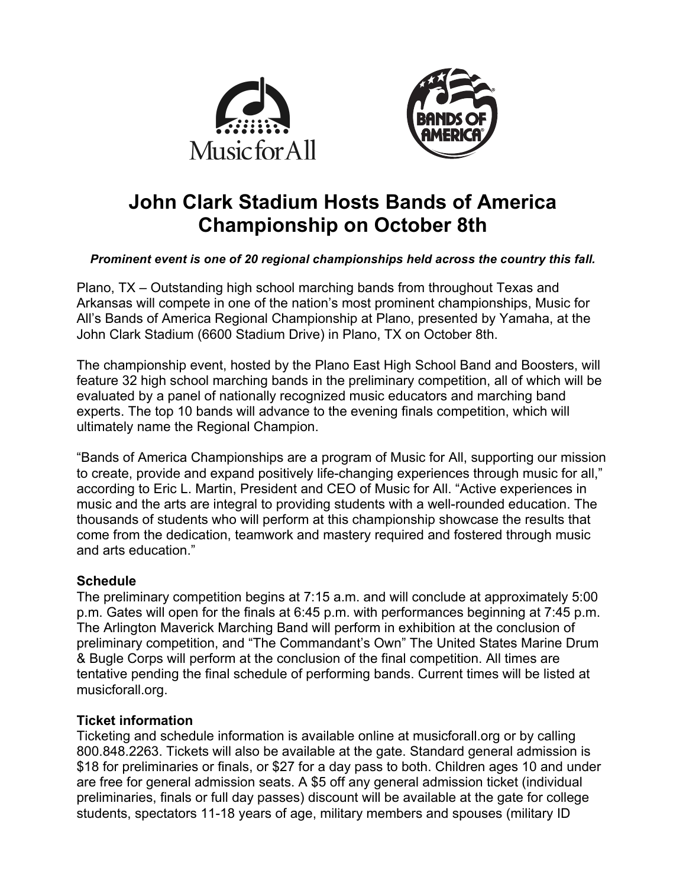# John Clark Stadium Hosts Bands of America Championship on October 8th

***Prominent event is one of 20 regional championships held across the country this fall.***

Plano, TX – Outstanding high school marching bands from throughout Texas and Arkansas will compete in one of the nation's most prominent championships, Music for All's Bands of America Regional Championship at Plano, presented by Yamaha, at the John Clark Stadium (6600 Stadium Drive) in Plano, TX on October 8th.

The championship event, hosted by the Plano East High School Band and Boosters, will feature 32 high school marching bands in the preliminary competition, all of which will be evaluated by a panel of nationally recognized music educators and marching band experts. The top 10 bands will advance to the evening finals competition, which will ultimately name the Regional Champion.

"Bands of America Championships are a program of Music for All, supporting our mission to create, provide and expand positively life-changing experiences through music for all," according to Eric L. Martin, President and CEO of Music for All. "Active experiences in music and the arts are integral to providing students with a well-rounded education. The thousands of students who will perform at this championship showcase the results that come from the dedication, teamwork and mastery required and fostered through music and arts education."

**Schedule**

The preliminary competition begins at 7:15 a.m. and will conclude at approximately 5:00 p.m. Gates will open for the finals at 6:45 p.m. with performances beginning at 7:45 p.m. The Arlington Maverick Marching Band will perform in exhibition at the conclusion of preliminary competition, and "The Commandant's Own" The United States Marine Drum & Bugle Corps will perform at the conclusion of the final competition. All times are tentative pending the final schedule of performing bands. Current times will be listed at musicforall.org.

**Ticket information**

Ticketing and schedule information is available online at musicforall.org or by calling 800.848.2263. Tickets will also be available at the gate. Standard general admission is $18 for preliminaries or finals, or $27 for a day pass to both. Children ages 10 and under are free for general admission seats. A $5 off any general admission ticket (individual preliminaries, finals or full day passes) discount will be available at the gate for college students, spectators 11-18 years of age, military members and spouses (military ID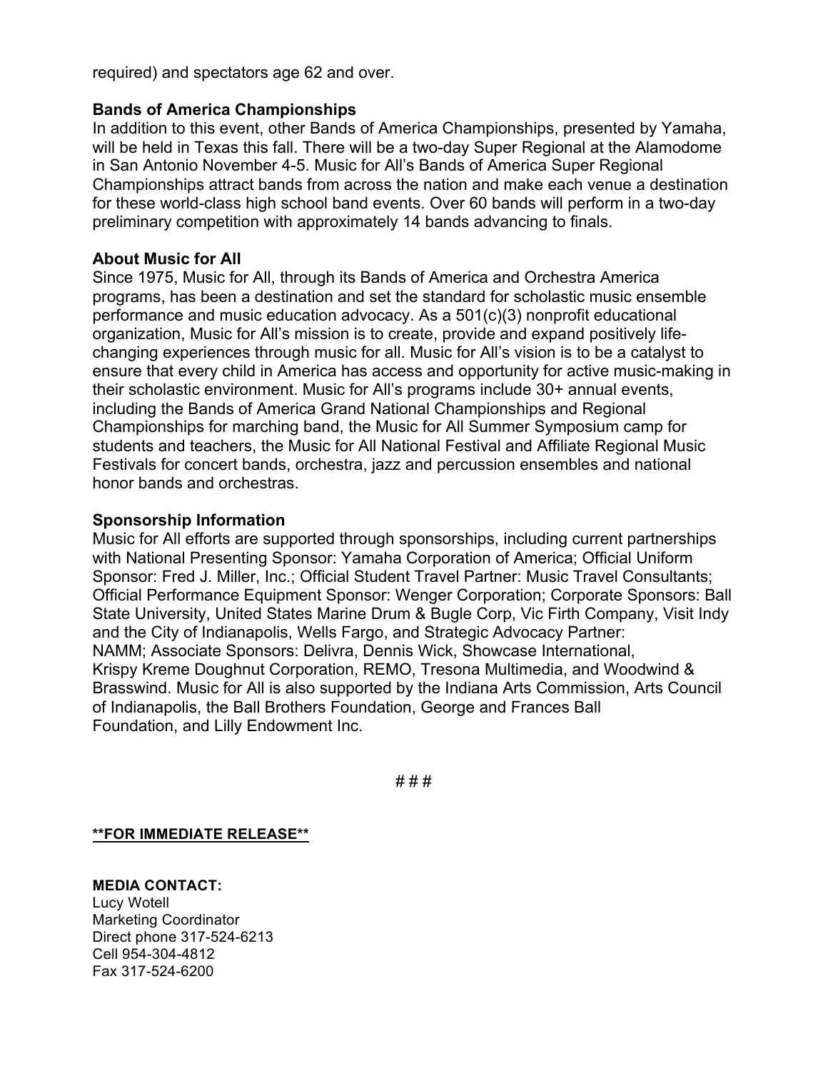required) and spectators age 62 and over.

**Bands of America Championships**

In addition to this event, other Bands of America Championships, presented by Yamaha, will be held in Texas this fall. There will be a two-day Super Regional at the Alamodome in San Antonio November 4-5. Music for All's Bands of America Super Regional Championships attract bands from across the nation and make each venue a destination for these world-class high school band events. Over 60 bands will perform in a two-day preliminary competition with approximately 14 bands advancing to finals.

**About Music for All**

Since 1975, Music for All, through its Bands of America and Orchestra America programs, has been a destination and set the standard for scholastic music ensemble performance and music education advocacy. As a 501(c)(3) nonprofit educational organization, Music for All's mission is to create, provide and expand positively life-changing experiences through music for all. Music for All's vision is to be a catalyst to ensure that every child in America has access and opportunity for active music-making in their scholastic environment. Music for All's programs include 30+ annual events, including the Bands of America Grand National Championships and Regional Championships for marching band, the Music for All Summer Symposium camp for students and teachers, the Music for All National Festival and Affiliate Regional Music Festivals for concert bands, orchestra, jazz and percussion ensembles and national honor bands and orchestras.

**Sponsorship Information**

Music for All efforts are supported through sponsorships, including current partnerships with National Presenting Sponsor: Yamaha Corporation of America; Official Uniform Sponsor: Fred J. Miller, Inc.; Official Student Travel Partner: Music Travel Consultants; Official Performance Equipment Sponsor: Wenger Corporation; Corporate Sponsors: Ball State University, United States Marine Drum & Bugle Corp, Vic Firth Company, Visit Indy and the City of Indianapolis, Wells Fargo, and Strategic Advocacy Partner: NAMM; Associate Sponsors: Delivra, Dennis Wick, Showcase International, Krispy Kreme Doughnut Corporation, REMO, Tresona Multimedia, and Woodwind & Brasswind. Music for All is also supported by the Indiana Arts Commission, Arts Council of Indianapolis, the Ball Brothers Foundation, George and Frances Ball Foundation, and Lilly Endowment Inc.

# # #

**<u>**FOR IMMEDIATE RELEASE**</u>**

**MEDIA CONTACT:**
Lucy Wotell
Marketing Coordinator
Direct phone 317-524-6213
Cell 954-304-4812
Fax 317-524-6200